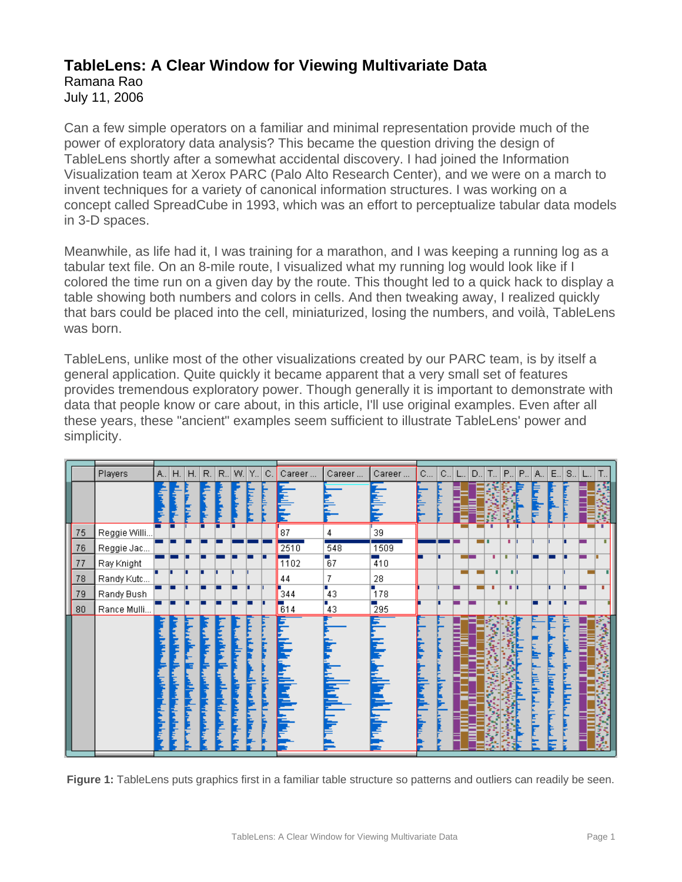# TableLens: A Clear Window for Viewing Multivariate Data

Ramana Rao
July 11, 2006

Can a few simple operators on a familiar and minimal representation provide much of the power of exploratory data analysis? This became the question driving the design of TableLens shortly after a somewhat accidental discovery. I had joined the Information Visualization team at Xerox PARC (Palo Alto Research Center), and we were on a march to invent techniques for a variety of canonical information structures. I was working on a concept called SpreadCube in 1993, which was an effort to perceptualize tabular data models in 3-D spaces.

Meanwhile, as life had it, I was training for a marathon, and I was keeping a running log as a tabular text file. On an 8-mile route, I visualized what my running log would look like if I colored the time run on a given day by the route. This thought led to a quick hack to display a table showing both numbers and colors in cells. And then tweaking away, I realized quickly that bars could be placed into the cell, miniaturized, losing the numbers, and voilà, TableLens was born.

TableLens, unlike most of the other visualizations created by our PARC team, is by itself a general application. Quite quickly it became apparent that a very small set of features provides tremendous exploratory power. Though generally it is important to demonstrate with data that people know or care about, in this article, I'll use original examples. Even after all these years, these "ancient" examples seem sufficient to illustrate TableLens' power and simplicity.

**Figure 1:** TableLens puts graphics first in a familiar table structure so patterns and outliers can readily be seen.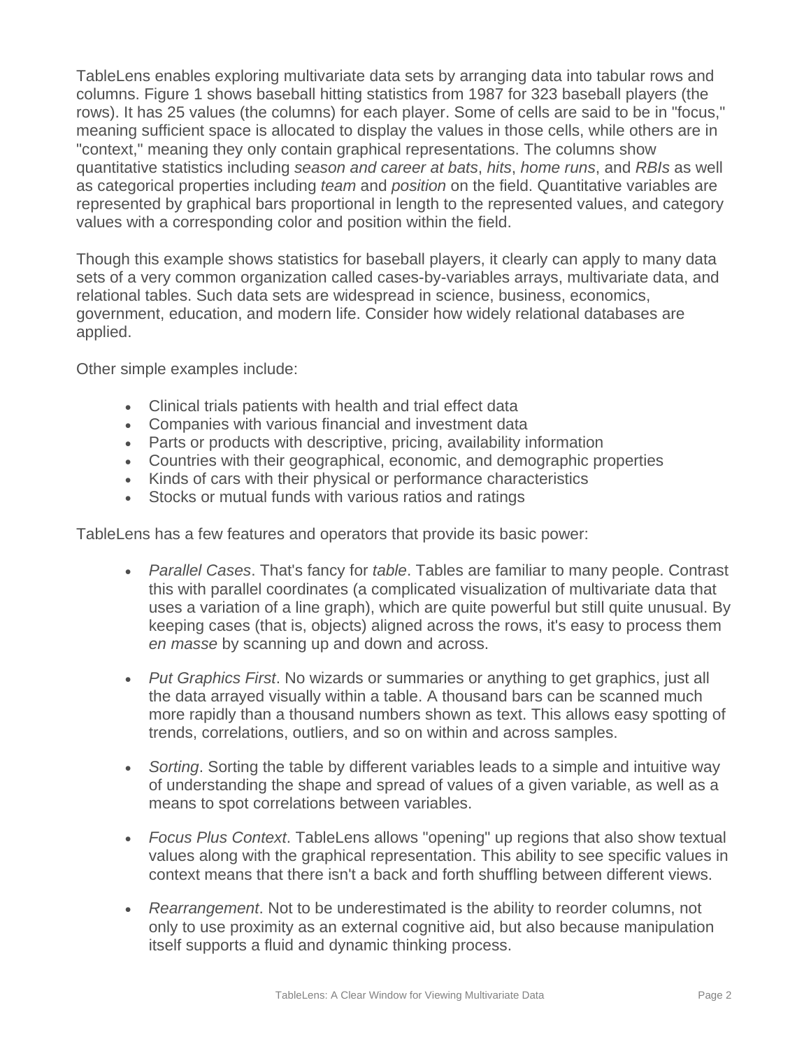TableLens enables exploring multivariate data sets by arranging data into tabular rows and columns. Figure 1 shows baseball hitting statistics from 1987 for 323 baseball players (the rows). It has 25 values (the columns) for each player. Some of cells are said to be in "focus," meaning sufficient space is allocated to display the values in those cells, while others are in "context," meaning they only contain graphical representations. The columns show quantitative statistics including *season and career at bats*, *hits*, *home runs*, and *RBIs* as well as categorical properties including *team* and *position* on the field. Quantitative variables are represented by graphical bars proportional in length to the represented values, and category values with a corresponding color and position within the field.

Though this example shows statistics for baseball players, it clearly can apply to many data sets of a very common organization called cases-by-variables arrays, multivariate data, and relational tables. Such data sets are widespread in science, business, economics, government, education, and modern life. Consider how widely relational databases are applied.

Other simple examples include:

- Clinical trials patients with health and trial effect data
- Companies with various financial and investment data
- Parts or products with descriptive, pricing, availability information
- Countries with their geographical, economic, and demographic properties
- Kinds of cars with their physical or performance characteristics
- Stocks or mutual funds with various ratios and ratings

TableLens has a few features and operators that provide its basic power:

- *Parallel Cases*. That's fancy for *table*. Tables are familiar to many people. Contrast this with parallel coordinates (a complicated visualization of multivariate data that uses a variation of a line graph), which are quite powerful but still quite unusual. By keeping cases (that is, objects) aligned across the rows, it's easy to process them *en masse* by scanning up and down and across.

- *Put Graphics First*. No wizards or summaries or anything to get graphics, just all the data arrayed visually within a table. A thousand bars can be scanned much more rapidly than a thousand numbers shown as text. This allows easy spotting of trends, correlations, outliers, and so on within and across samples.

- *Sorting*. Sorting the table by different variables leads to a simple and intuitive way of understanding the shape and spread of values of a given variable, as well as a means to spot correlations between variables.

- *Focus Plus Context*. TableLens allows "opening" up regions that also show textual values along with the graphical representation. This ability to see specific values in context means that there isn't a back and forth shuffling between different views.

- *Rearrangement*. Not to be underestimated is the ability to reorder columns, not only to use proximity as an external cognitive aid, but also because manipulation itself supports a fluid and dynamic thinking process.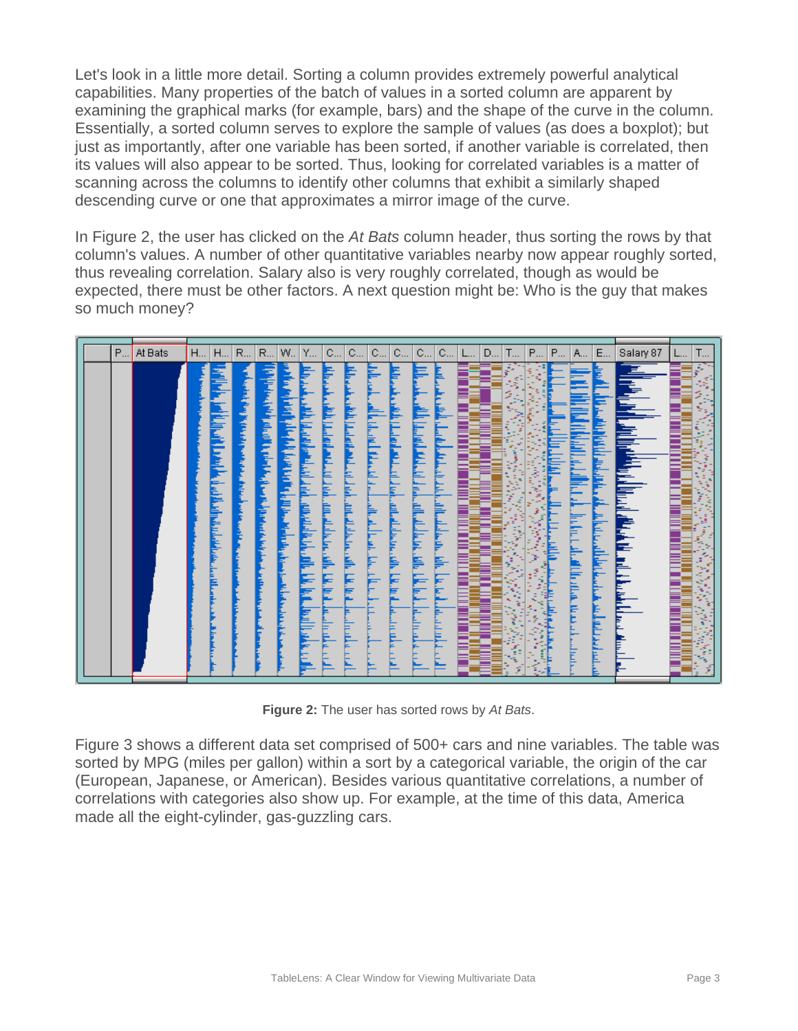Let's look in a little more detail. Sorting a column provides extremely powerful analytical capabilities. Many properties of the batch of values in a sorted column are apparent by examining the graphical marks (for example, bars) and the shape of the curve in the column. Essentially, a sorted column serves to explore the sample of values (as does a boxplot); but just as importantly, after one variable has been sorted, if another variable is correlated, then its values will also appear to be sorted. Thus, looking for correlated variables is a matter of scanning across the columns to identify other columns that exhibit a similarly shaped descending curve or one that approximates a mirror image of the curve.

In Figure 2, the user has clicked on the *At Bats* column header, thus sorting the rows by that column's values. A number of other quantitative variables nearby now appear roughly sorted, thus revealing correlation. Salary also is very roughly correlated, though as would be expected, there must be other factors. A next question might be: Who is the guy that makes so much money?

**Figure 2:** The user has sorted rows by *At Bats*.

Figure 3 shows a different data set comprised of 500+ cars and nine variables. The table was sorted by MPG (miles per gallon) within a sort by a categorical variable, the origin of the car (European, Japanese, or American). Besides various quantitative correlations, a number of correlations with categories also show up. For example, at the time of this data, America made all the eight-cylinder, gas-guzzling cars.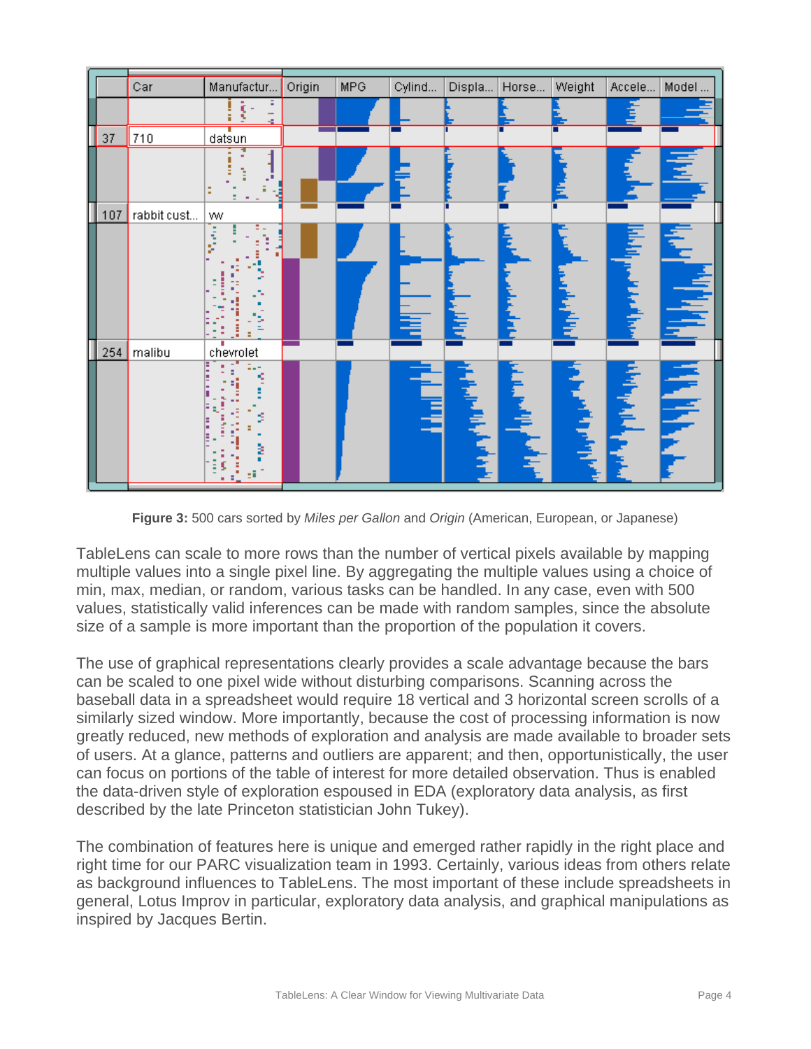Figure 3: 500 cars sorted by *Miles per Gallon* and *Origin* (American, European, or Japanese)

TableLens can scale to more rows than the number of vertical pixels available by mapping multiple values into a single pixel line. By aggregating the multiple values using a choice of min, max, median, or random, various tasks can be handled. In any case, even with 500 values, statistically valid inferences can be made with random samples, since the absolute size of a sample is more important than the proportion of the population it covers.

The use of graphical representations clearly provides a scale advantage because the bars can be scaled to one pixel wide without disturbing comparisons. Scanning across the baseball data in a spreadsheet would require 18 vertical and 3 horizontal screen scrolls of a similarly sized window. More importantly, because the cost of processing information is now greatly reduced, new methods of exploration and analysis are made available to broader sets of users. At a glance, patterns and outliers are apparent; and then, opportunistically, the user can focus on portions of the table of interest for more detailed observation. Thus is enabled the data-driven style of exploration espoused in EDA (exploratory data analysis, as first described by the late Princeton statistician John Tukey).

The combination of features here is unique and emerged rather rapidly in the right place and right time for our PARC visualization team in 1993. Certainly, various ideas from others relate as background influences to TableLens. The most important of these include spreadsheets in general, Lotus Improv in particular, exploratory data analysis, and graphical manipulations as inspired by Jacques Bertin.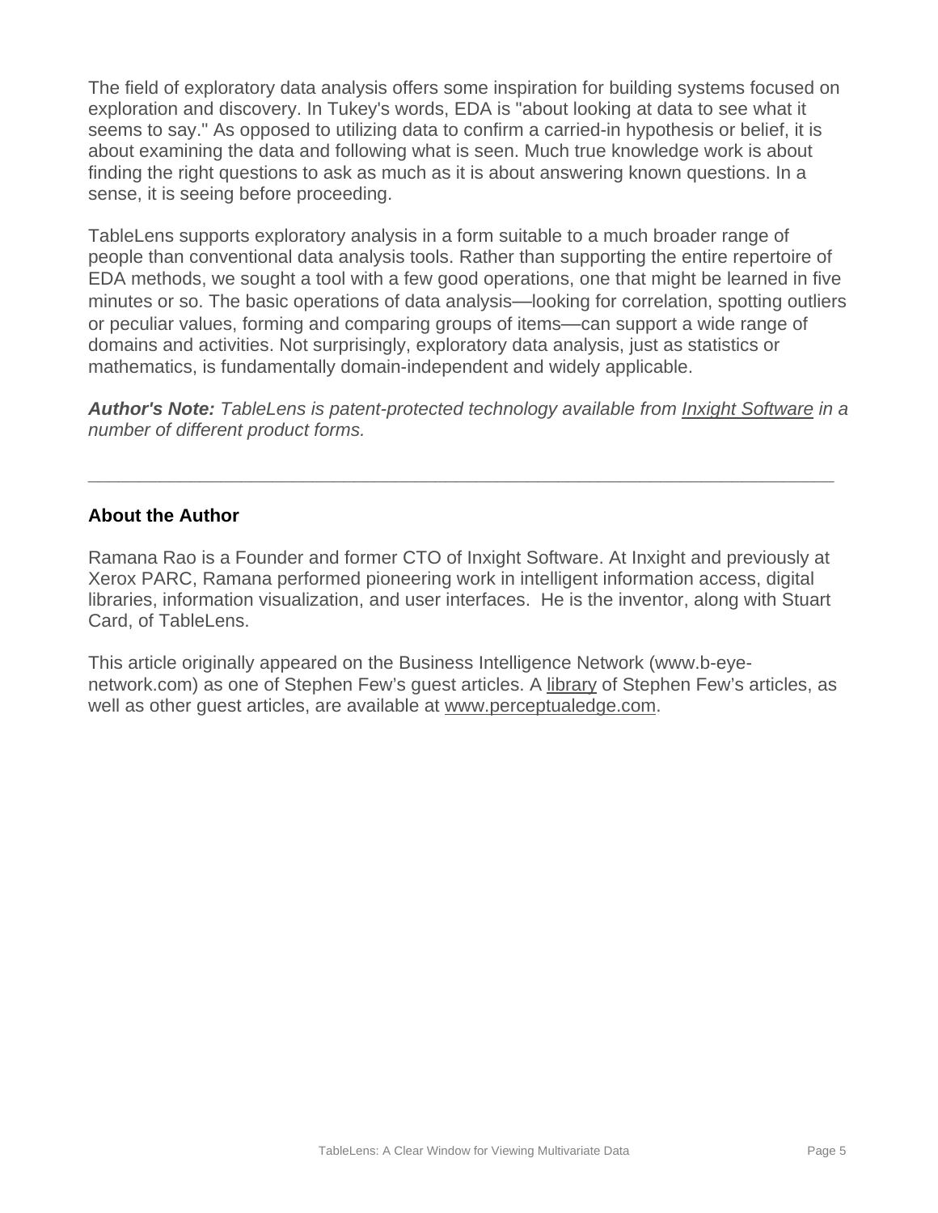The field of exploratory data analysis offers some inspiration for building systems focused on exploration and discovery. In Tukey's words, EDA is "about looking at data to see what it seems to say." As opposed to utilizing data to confirm a carried-in hypothesis or belief, it is about examining the data and following what is seen. Much true knowledge work is about finding the right questions to ask as much as it is about answering known questions. In a sense, it is seeing before proceeding.

TableLens supports exploratory analysis in a form suitable to a much broader range of people than conventional data analysis tools. Rather than supporting the entire repertoire of EDA methods, we sought a tool with a few good operations, one that might be learned in five minutes or so. The basic operations of data analysis—looking for correlation, spotting outliers or peculiar values, forming and comparing groups of items—can support a wide range of domains and activities. Not surprisingly, exploratory data analysis, just as statistics or mathematics, is fundamentally domain-independent and widely applicable.

***Author's Note:*** *TableLens is patent-protected technology available from Inxight Software in a number of different product forms.*

---

**About the Author**

Ramana Rao is a Founder and former CTO of Inxight Software. At Inxight and previously at Xerox PARC, Ramana performed pioneering work in intelligent information access, digital libraries, information visualization, and user interfaces. He is the inventor, along with Stuart Card, of TableLens.

This article originally appeared on the Business Intelligence Network (www.b-eye-network.com) as one of Stephen Few's guest articles. A library of Stephen Few's articles, as well as other guest articles, are available at www.perceptualedge.com.